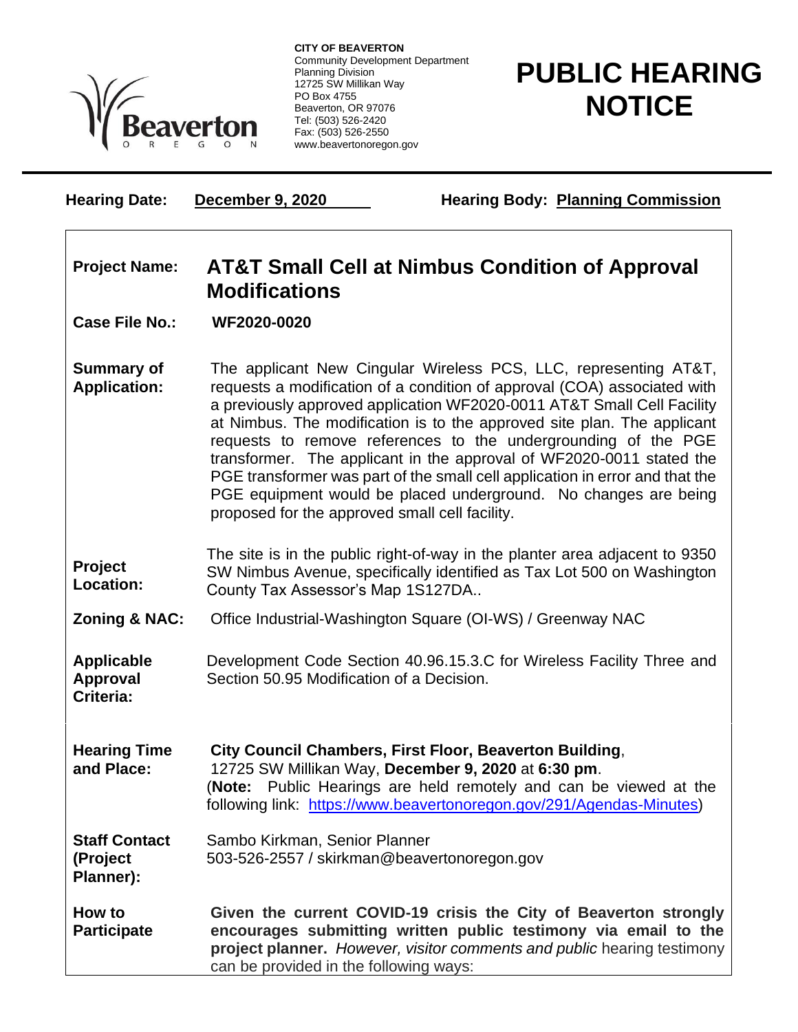**CITY OF BEAVERTON**
Community Development Department
Planning Division
12725 SW Millikan Way
PO Box 4755
Beaverton, OR 97076
Tel: (503) 526-2420
Fax: (503) 526-2550
www.beavertonoregon.gov

# PUBLIC HEARING NOTICE

**Hearing Date:** **December 9, 2020** **Hearing Body:** **Planning Commission**

| | |
|---|---|
| **Project Name:** | **AT&T Small Cell at Nimbus Condition of Approval Modifications** |
| **Case File No.:** | **WF2020-0020** |
| **Summary of Application:** | The applicant New Cingular Wireless PCS, LLC, representing AT&T, requests a modification of a condition of approval (COA) associated with a previously approved application WF2020-0011 AT&T Small Cell Facility at Nimbus. The modification is to the approved site plan. The applicant requests to remove references to the undergrounding of the PGE transformer. The applicant in the approval of WF2020-0011 stated the PGE transformer was part of the small cell application in error and that the PGE equipment would be placed underground. No changes are being proposed for the approved small cell facility. |
| **Project Location:** | The site is in the public right-of-way in the planter area adjacent to 9350 SW Nimbus Avenue, specifically identified as Tax Lot 500 on Washington County Tax Assessor's Map 1S127DA.. |
| **Zoning & NAC:** | Office Industrial-Washington Square (OI-WS) / Greenway NAC |
| **Applicable Approval Criteria:** | Development Code Section 40.96.15.3.C for Wireless Facility Three and Section 50.95 Modification of a Decision. |
| **Hearing Time and Place:** | **City Council Chambers, First Floor, Beaverton Building**, 12725 SW Millikan Way, **December 9, 2020** at **6:30 pm**. (**Note:** Public Hearings are held remotely and can be viewed at the following link: https://www.beavertonoregon.gov/291/Agendas-Minutes) |
| **Staff Contact (Project Planner):** | Sambo Kirkman, Senior Planner<br>503-526-2557 / skirkman@beavertonoregon.gov |
| **How to Participate** | **Given the current COVID-19 crisis the City of Beaverton strongly encourages submitting written public testimony via email to the project planner.** *However, visitor comments and public* hearing testimony can be provided in the following ways: |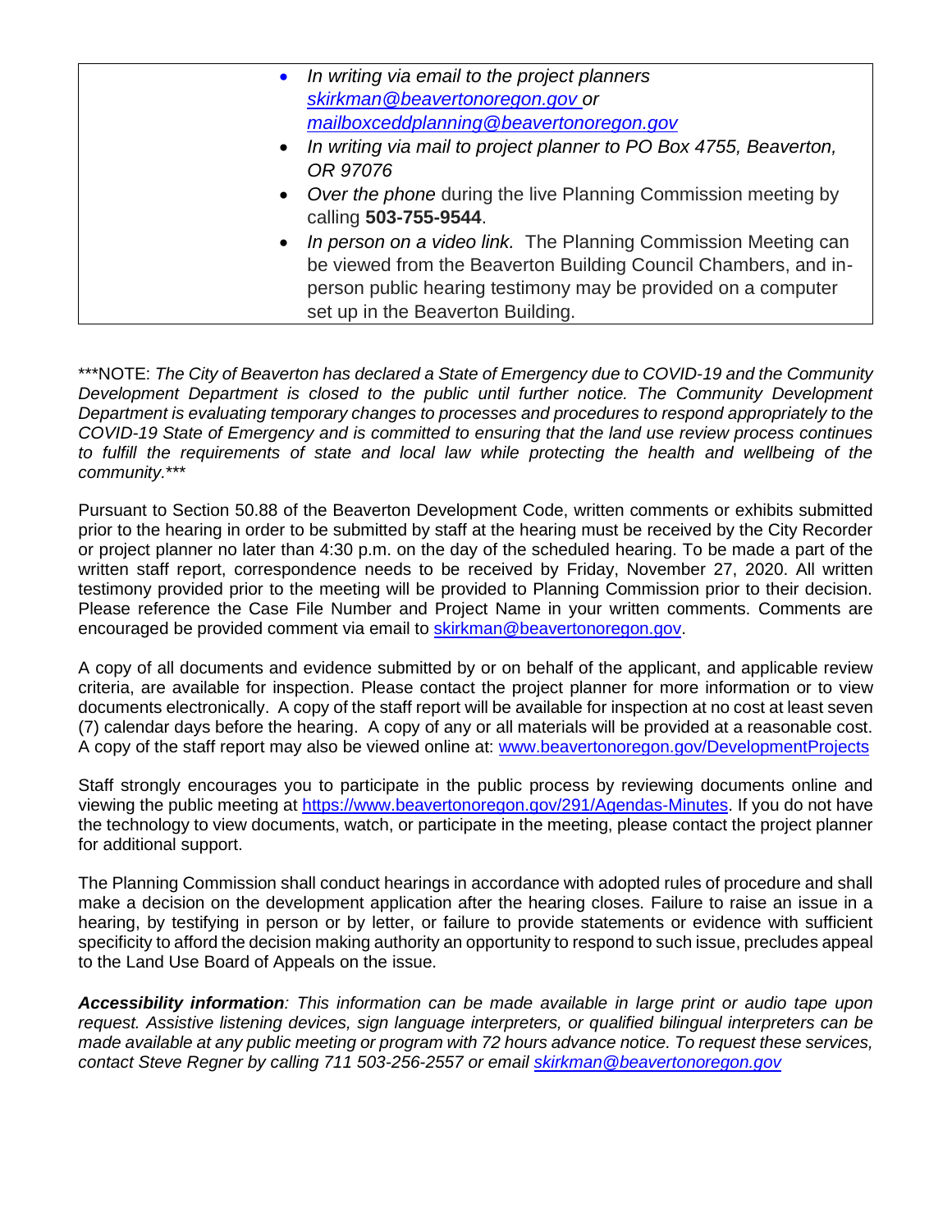| | • *In writing via email to the project planners [skirkman@beavertonoregon.gov](mailto:skirkman@beavertonoregon.gov) or [mailboxceddplanning@beavertonoregon.gov](mailto:mailboxceddplanning@beavertonoregon.gov)*<br>• *In writing via mail to project planner to PO Box 4755, Beaverton, OR 97076*<br>• *Over the phone* during the live Planning Commission meeting by calling **503-755-9544**.<br>• *In person on a video link.* The Planning Commission Meeting can be viewed from the Beaverton Building Council Chambers, and in-person public hearing testimony may be provided on a computer set up in the Beaverton Building. |
|---|---|

***NOTE: *The City of Beaverton has declared a State of Emergency due to COVID-19 and the Community Development Department is closed to the public until further notice. The Community Development Department is evaluating temporary changes to processes and procedures to respond appropriately to the COVID-19 State of Emergency and is committed to ensuring that the land use review process continues to fulfill the requirements of state and local law while protecting the health and wellbeing of the community.****

Pursuant to Section 50.88 of the Beaverton Development Code, written comments or exhibits submitted prior to the hearing in order to be submitted by staff at the hearing must be received by the City Recorder or project planner no later than 4:30 p.m. on the day of the scheduled hearing. To be made a part of the written staff report, correspondence needs to be received by Friday, November 27, 2020. All written testimony provided prior to the meeting will be provided to Planning Commission prior to their decision. Please reference the Case File Number and Project Name in your written comments. Comments are encouraged be provided comment via email to [skirkman@beavertonoregon.gov](mailto:skirkman@beavertonoregon.gov).

A copy of all documents and evidence submitted by or on behalf of the applicant, and applicable review criteria, are available for inspection. Please contact the project planner for more information or to view documents electronically. A copy of the staff report will be available for inspection at no cost at least seven (7) calendar days before the hearing. A copy of any or all materials will be provided at a reasonable cost. A copy of the staff report may also be viewed online at: [www.beavertonoregon.gov/DevelopmentProjects](http://www.beavertonoregon.gov/DevelopmentProjects)

Staff strongly encourages you to participate in the public process by reviewing documents online and viewing the public meeting at [https://www.beavertonoregon.gov/291/Agendas-Minutes](https://www.beavertonoregon.gov/291/Agendas-Minutes). If you do not have the technology to view documents, watch, or participate in the meeting, please contact the project planner for additional support.

The Planning Commission shall conduct hearings in accordance with adopted rules of procedure and shall make a decision on the development application after the hearing closes. Failure to raise an issue in a hearing, by testifying in person or by letter, or failure to provide statements or evidence with sufficient specificity to afford the decision making authority an opportunity to respond to such issue, precludes appeal to the Land Use Board of Appeals on the issue.

***Accessibility information**: This information can be made available in large print or audio tape upon request. Assistive listening devices, sign language interpreters, or qualified bilingual interpreters can be made available at any public meeting or program with 72 hours advance notice. To request these services, contact Steve Regner by calling 711 503-256-2557 or email [skirkman@beavertonoregon.gov](mailto:skirkman@beavertonoregon.gov)*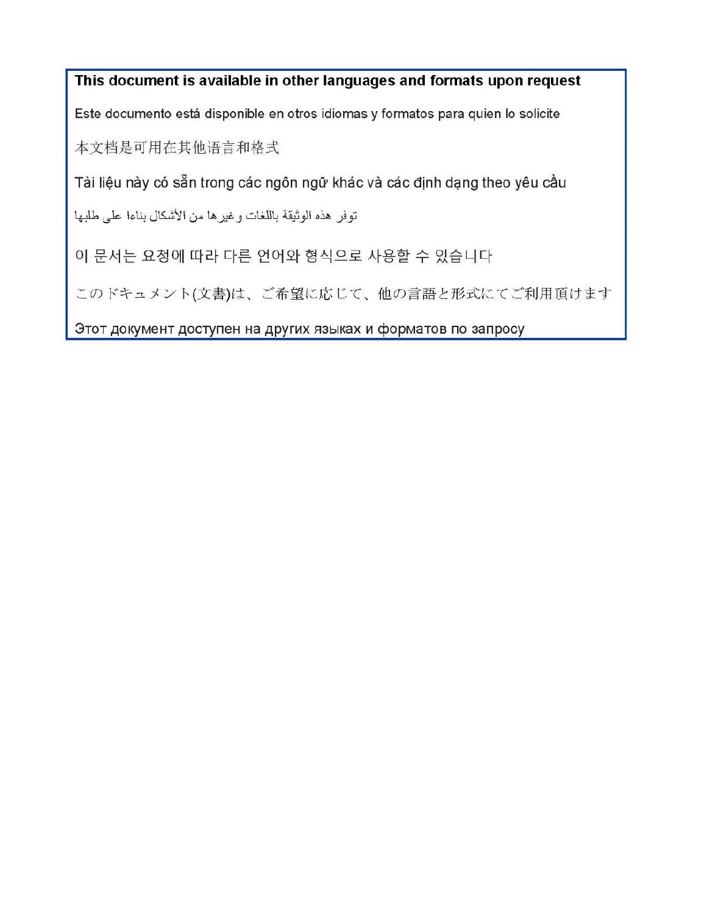**This document is available in other languages and formats upon request**

Este documento está disponible en otros idiomas y formatos para quien lo solicite

本文档是可用在其他语言和格式

Tài liệu này có sẵn trong các ngôn ngữ khác và các định dạng theo yêu cầu

توفر هذه الوثيقة باللغات وغيرها من الأشكال بناءا على طلبها

이 문서는 요청에 따라 다른 언어와 형식으로 사용할 수 있습니다

このドキュメント(文書)は、ご希望に応じて、他の言語と形式にてご利用頂けます

Этот документ доступен на других языках и форматов по запросу